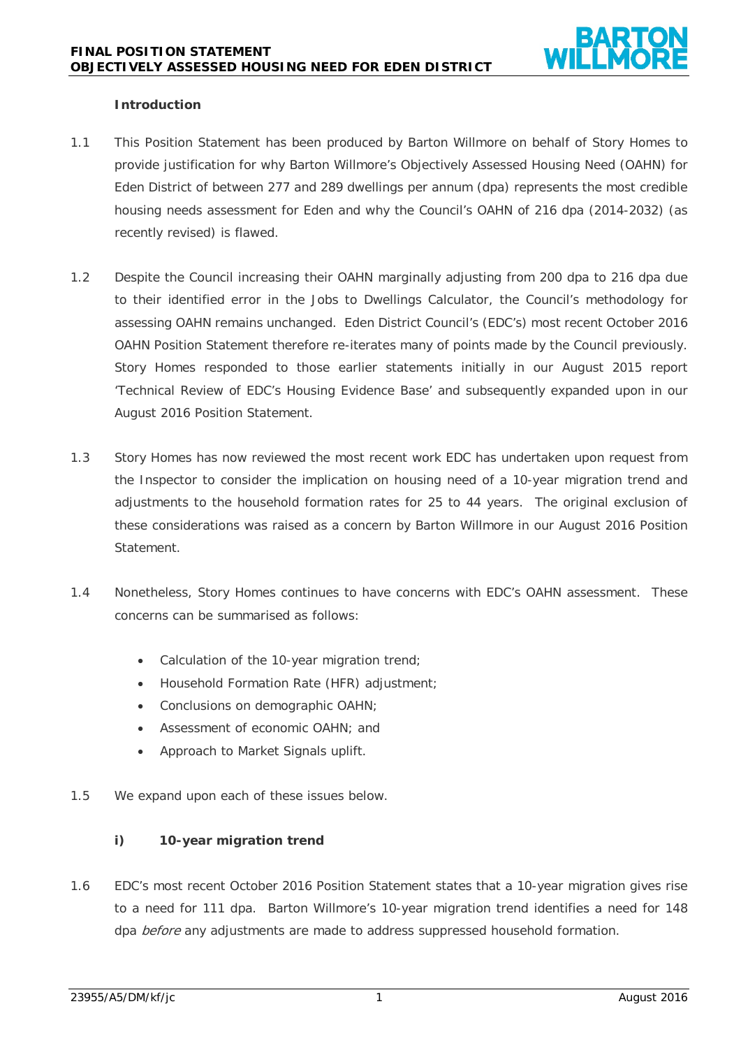## Introduction

1.1 This Position Statement has been produced by Barton Willmore on behalf of Story Homes to provide justification for why Barton Willmore's Objectively Assessed Housing Need (OAHN) for Eden District of between 277 and 289 dwellings per annum (dpa) represents the most credible housing needs assessment for Eden and why the Council's OAHN of 216 dpa (2014-2032) (as recently revised) is flawed.

1.2 Despite the Council increasing their OAHN marginally adjusting from 200 dpa to 216 dpa due to their identified error in the Jobs to Dwellings Calculator, the Council's methodology for assessing OAHN remains unchanged. Eden District Council's (EDC's) most recent October 2016 OAHN Position Statement therefore re-iterates many of points made by the Council previously. Story Homes responded to those earlier statements initially in our August 2015 report 'Technical Review of EDC's Housing Evidence Base' and subsequently expanded upon in our August 2016 Position Statement.

1.3 Story Homes has now reviewed the most recent work EDC has undertaken upon request from the Inspector to consider the implication on housing need of a 10-year migration trend and adjustments to the household formation rates for 25 to 44 years. The original exclusion of these considerations was raised as a concern by Barton Willmore in our August 2016 Position Statement.

1.4 Nonetheless, Story Homes continues to have concerns with EDC's OAHN assessment. These concerns can be summarised as follows:

- Calculation of the 10-year migration trend;
- Household Formation Rate (HFR) adjustment;
- Conclusions on demographic OAHN;
- Assessment of economic OAHN; and
- Approach to Market Signals uplift.

1.5 We expand upon each of these issues below.

### i) 10-year migration trend

1.6 EDC's most recent October 2016 Position Statement states that a 10-year migration gives rise to a need for 111 dpa. Barton Willmore's 10-year migration trend identifies a need for 148 dpa *before* any adjustments are made to address suppressed household formation.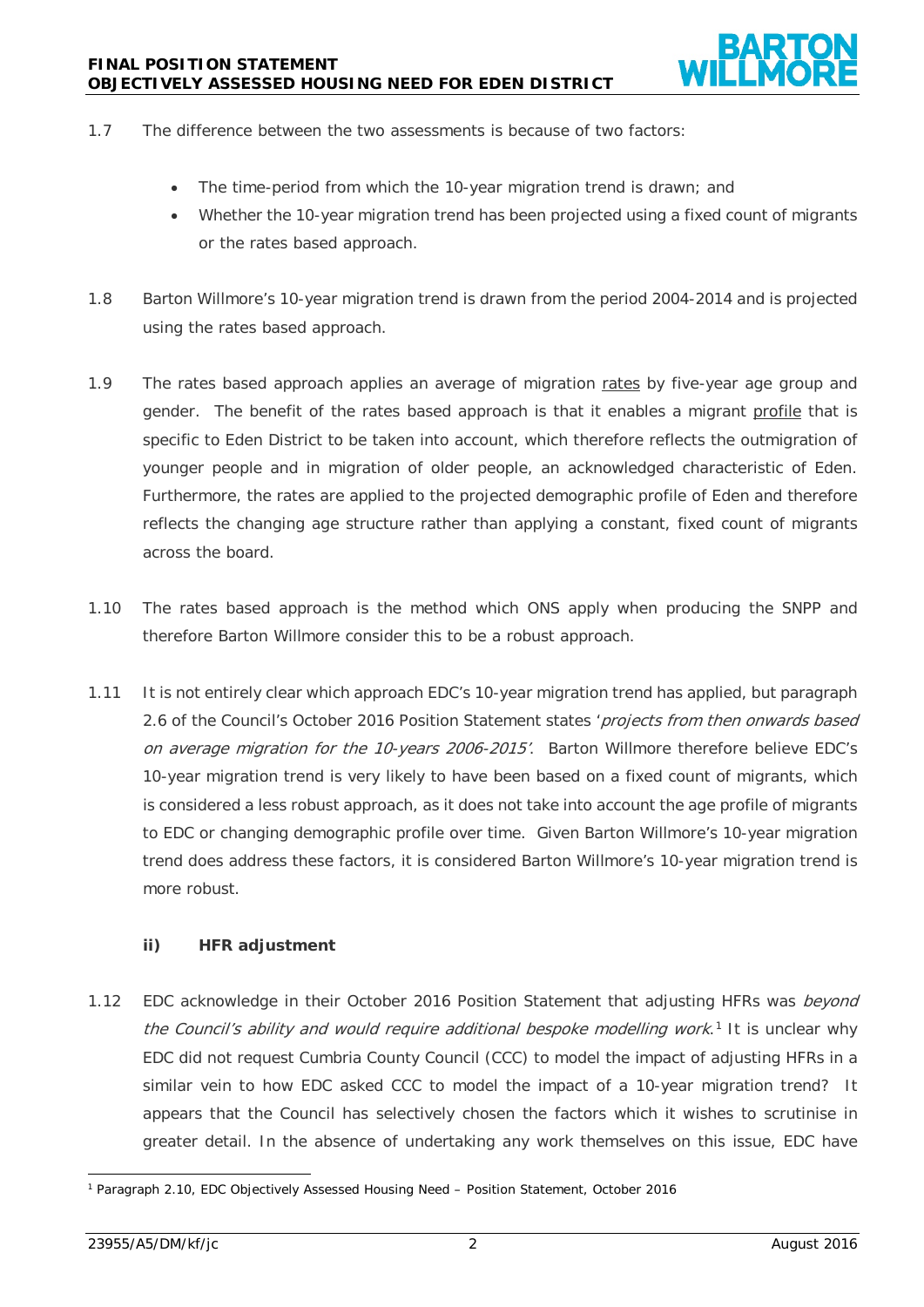1.7 The difference between the two assessments is because of two factors:

- The time-period from which the 10-year migration trend is drawn; and
- Whether the 10-year migration trend has been projected using a fixed count of migrants or the rates based approach.

1.8 Barton Willmore's 10-year migration trend is drawn from the period 2004-2014 and is projected using the rates based approach.

1.9 The rates based approach applies an average of migration rates by five-year age group and gender. The benefit of the rates based approach is that it enables a migrant profile that is specific to Eden District to be taken into account, which therefore reflects the outmigration of younger people and in migration of older people, an acknowledged characteristic of Eden. Furthermore, the rates are applied to the projected demographic profile of Eden and therefore reflects the changing age structure rather than applying a constant, fixed count of migrants across the board.

1.10 The rates based approach is the method which ONS apply when producing the SNPP and therefore Barton Willmore consider this to be a robust approach.

1.11 It is not entirely clear which approach EDC's 10-year migration trend has applied, but paragraph 2.6 of the Council's October 2016 Position Statement states '*projects from then onwards based on average migration for the 10-years 2006-2015*'. Barton Willmore therefore believe EDC's 10-year migration trend is very likely to have been based on a fixed count of migrants, which is considered a less robust approach, as it does not take into account the age profile of migrants to EDC or changing demographic profile over time. Given Barton Willmore's 10-year migration trend does address these factors, it is considered Barton Willmore's 10-year migration trend is more robust.

### ii) HFR adjustment

1.12 EDC acknowledge in their October 2016 Position Statement that adjusting HFRs was *beyond the Council's ability and would require additional bespoke modelling work*.[1] It is unclear why EDC did not request Cumbria County Council (CCC) to model the impact of adjusting HFRs in a similar vein to how EDC asked CCC to model the impact of a 10-year migration trend? It appears that the Council has selectively chosen the factors which it wishes to scrutinise in greater detail. In the absence of undertaking any work themselves on this issue, EDC have

[1] Paragraph 2.10, EDC Objectively Assessed Housing Need – Position Statement, October 2016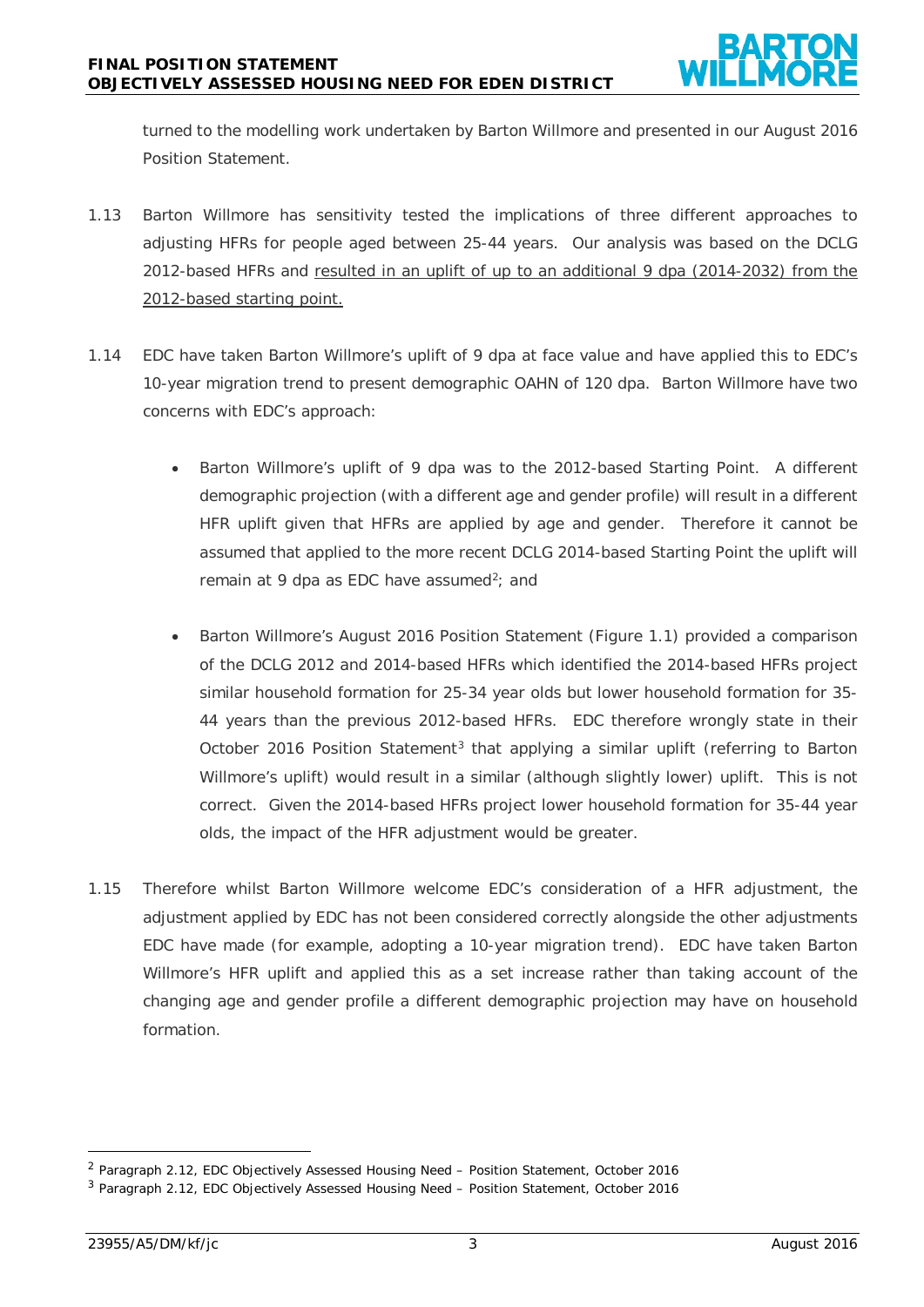turned to the modelling work undertaken by Barton Willmore and presented in our August 2016 Position Statement.

1.13 Barton Willmore has sensitivity tested the implications of three different approaches to adjusting HFRs for people aged between 25-44 years. Our analysis was based on the DCLG 2012-based HFRs and <u>resulted in an uplift of up to an additional 9 dpa (2014-2032) from the 2012-based starting point.</u>

1.14 EDC have taken Barton Willmore's uplift of 9 dpa at face value and have applied this to EDC's 10-year migration trend to present demographic OAHN of 120 dpa. Barton Willmore have two concerns with EDC's approach:

- Barton Willmore's uplift of 9 dpa was to the 2012-based Starting Point. A different demographic projection (with a different age and gender profile) will result in a different HFR uplift given that HFRs are applied by age and gender. Therefore it cannot be assumed that applied to the more recent DCLG 2014-based Starting Point the uplift will remain at 9 dpa as EDC have assumed[2]; and

- Barton Willmore's August 2016 Position Statement (Figure 1.1) provided a comparison of the DCLG 2012 and 2014-based HFRs which identified the 2014-based HFRs project similar household formation for 25-34 year olds but lower household formation for 35-44 years than the previous 2012-based HFRs. EDC therefore wrongly state in their October 2016 Position Statement[3] that applying a similar uplift (referring to Barton Willmore's uplift) would result in a similar (although slightly lower) uplift. This is not correct. Given the 2014-based HFRs project lower household formation for 35-44 year olds, the impact of the HFR adjustment would be greater.

1.15 Therefore whilst Barton Willmore welcome EDC's consideration of a HFR adjustment, the adjustment applied by EDC has not been considered correctly alongside the other adjustments EDC have made (for example, adopting a 10-year migration trend). EDC have taken Barton Willmore's HFR uplift and applied this as a set increase rather than taking account of the changing age and gender profile a different demographic projection may have on household formation.

---

[2] Paragraph 2.12, EDC Objectively Assessed Housing Need – Position Statement, October 2016

[3] Paragraph 2.12, EDC Objectively Assessed Housing Need – Position Statement, October 2016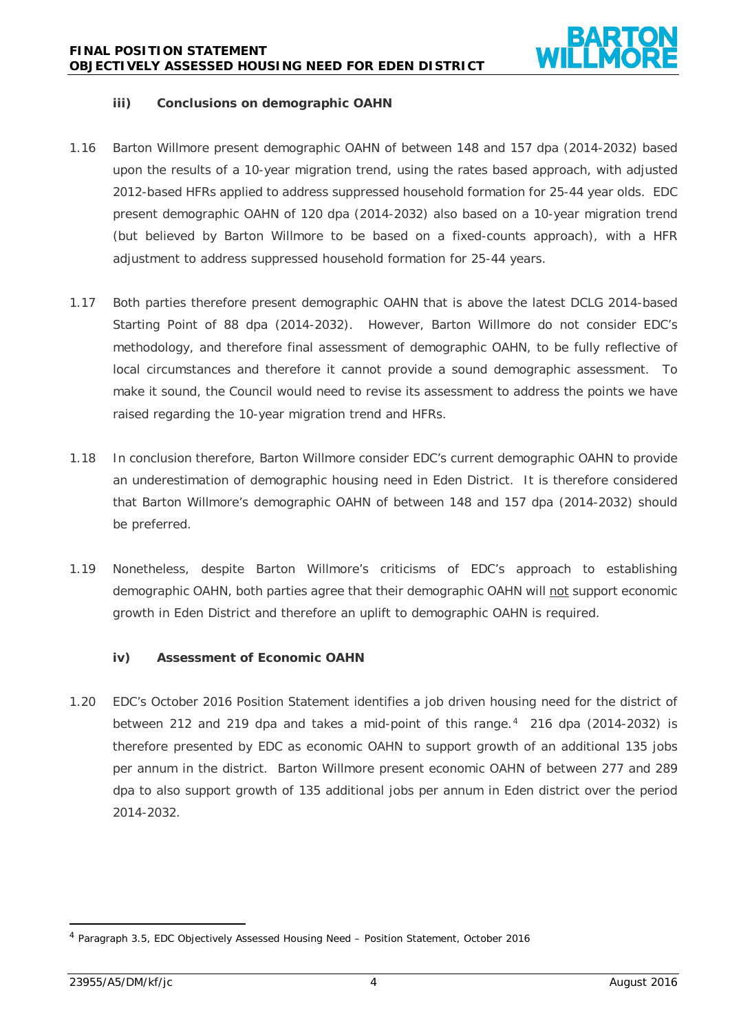### iii) Conclusions on demographic OAHN

1.16 Barton Willmore present demographic OAHN of between 148 and 157 dpa (2014-2032) based upon the results of a 10-year migration trend, using the rates based approach, with adjusted 2012-based HFRs applied to address suppressed household formation for 25-44 year olds. EDC present demographic OAHN of 120 dpa (2014-2032) also based on a 10-year migration trend (but believed by Barton Willmore to be based on a fixed-counts approach), with a HFR adjustment to address suppressed household formation for 25-44 years.

1.17 Both parties therefore present demographic OAHN that is above the latest DCLG 2014-based Starting Point of 88 dpa (2014-2032). However, Barton Willmore do not consider EDC's methodology, and therefore final assessment of demographic OAHN, to be fully reflective of local circumstances and therefore it cannot provide a sound demographic assessment. To make it sound, the Council would need to revise its assessment to address the points we have raised regarding the 10-year migration trend and HFRs.

1.18 In conclusion therefore, Barton Willmore consider EDC's current demographic OAHN to provide an underestimation of demographic housing need in Eden District. It is therefore considered that Barton Willmore's demographic OAHN of between 148 and 157 dpa (2014-2032) should be preferred.

1.19 Nonetheless, despite Barton Willmore's criticisms of EDC's approach to establishing demographic OAHN, both parties agree that their demographic OAHN will <u>not</u> support economic growth in Eden District and therefore an uplift to demographic OAHN is required.

### iv) Assessment of Economic OAHN

1.20 EDC's October 2016 Position Statement identifies a job driven housing need for the district of between 212 and 219 dpa and takes a mid-point of this range.[4] 216 dpa (2014-2032) is therefore presented by EDC as economic OAHN to support growth of an additional 135 jobs per annum in the district. Barton Willmore present economic OAHN of between 277 and 289 dpa to also support growth of 135 additional jobs per annum in Eden district over the period 2014-2032.

---

[4] Paragraph 3.5, EDC Objectively Assessed Housing Need – Position Statement, October 2016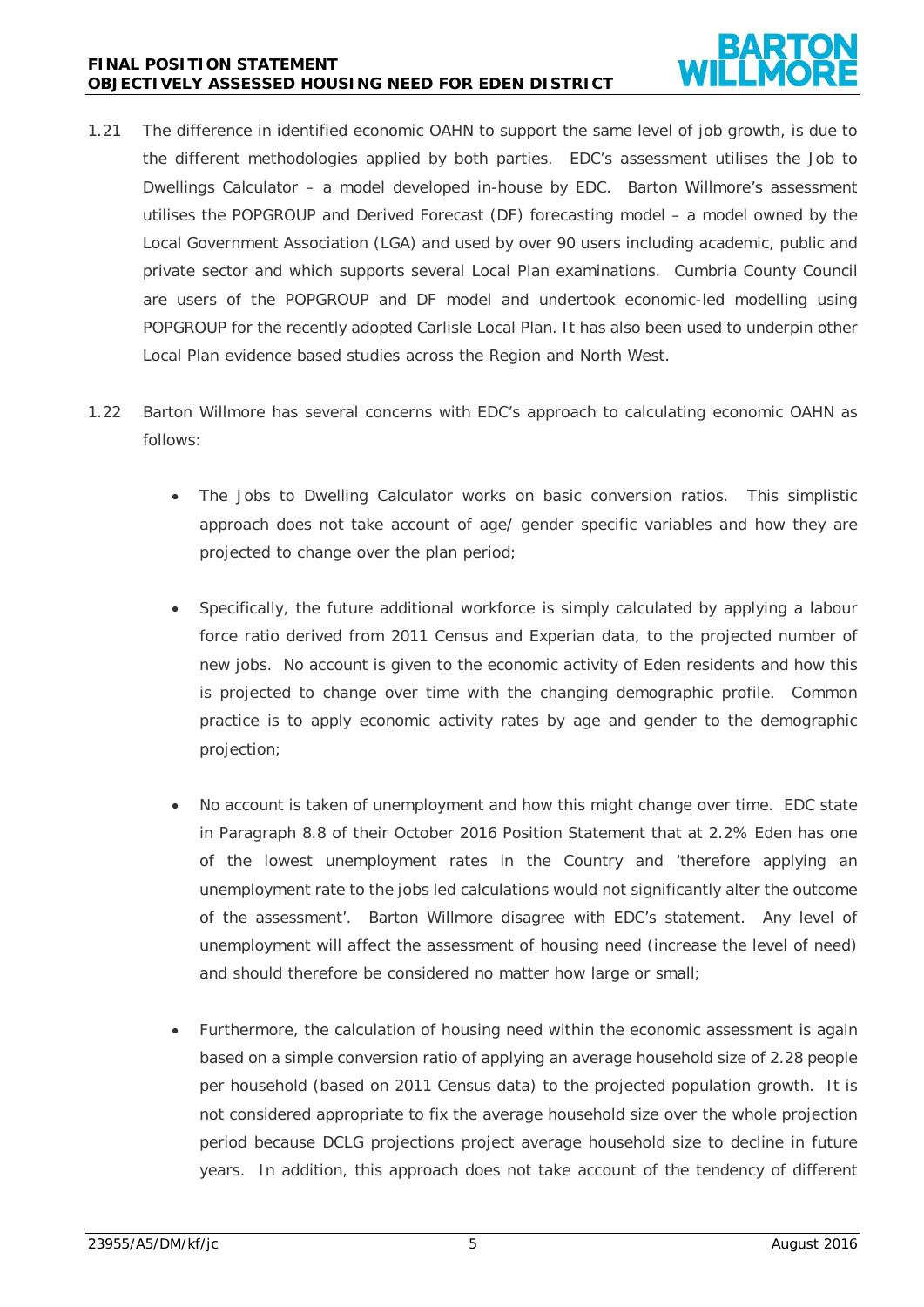1.21 The difference in identified economic OAHN to support the same level of job growth, is due to the different methodologies applied by both parties. EDC's assessment utilises the Job to Dwellings Calculator – a model developed in-house by EDC. Barton Willmore's assessment utilises the POPGROUP and Derived Forecast (DF) forecasting model – a model owned by the Local Government Association (LGA) and used by over 90 users including academic, public and private sector and which supports several Local Plan examinations. Cumbria County Council are users of the POPGROUP and DF model and undertook economic-led modelling using POPGROUP for the recently adopted Carlisle Local Plan. It has also been used to underpin other Local Plan evidence based studies across the Region and North West.

1.22 Barton Willmore has several concerns with EDC's approach to calculating economic OAHN as follows:

- The Jobs to Dwelling Calculator works on basic conversion ratios. This simplistic approach does not take account of age/ gender specific variables and how they are projected to change over the plan period;
- Specifically, the future additional workforce is simply calculated by applying a labour force ratio derived from 2011 Census and Experian data, to the projected number of new jobs. No account is given to the economic activity of Eden residents and how this is projected to change over time with the changing demographic profile. Common practice is to apply economic activity rates by age and gender to the demographic projection;
- No account is taken of unemployment and how this might change over time. EDC state in Paragraph 8.8 of their October 2016 Position Statement that at 2.2% Eden has one of the lowest unemployment rates in the Country and 'therefore applying an unemployment rate to the jobs led calculations would not significantly alter the outcome of the assessment'. Barton Willmore disagree with EDC's statement. Any level of unemployment will affect the assessment of housing need (increase the level of need) and should therefore be considered no matter how large or small;
- Furthermore, the calculation of housing need within the economic assessment is again based on a simple conversion ratio of applying an average household size of 2.28 people per household (based on 2011 Census data) to the projected population growth. It is not considered appropriate to fix the average household size over the whole projection period because DCLG projections project average household size to decline in future years. In addition, this approach does not take account of the tendency of different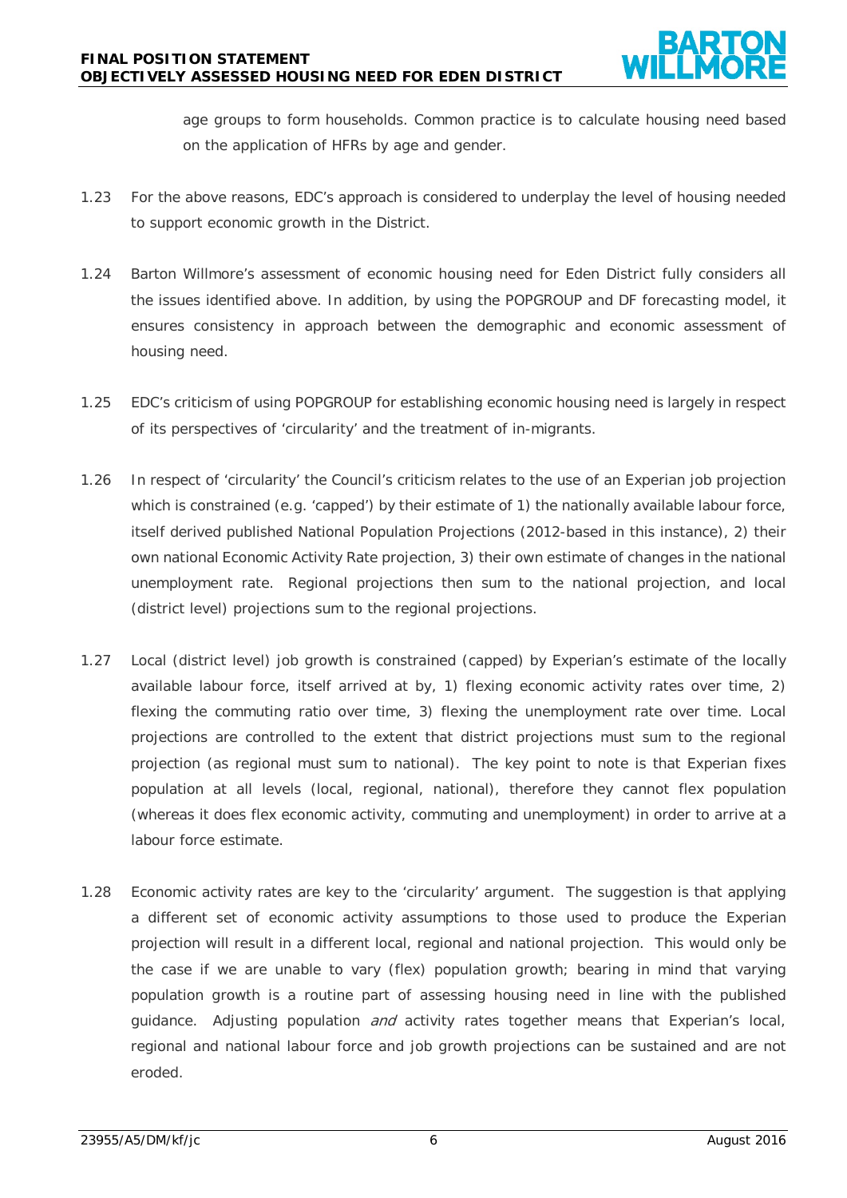age groups to form households. Common practice is to calculate housing need based on the application of HFRs by age and gender.

1.23 For the above reasons, EDC's approach is considered to underplay the level of housing needed to support economic growth in the District.

1.24 Barton Willmore's assessment of economic housing need for Eden District fully considers all the issues identified above. In addition, by using the POPGROUP and DF forecasting model, it ensures consistency in approach between the demographic and economic assessment of housing need.

1.25 EDC's criticism of using POPGROUP for establishing economic housing need is largely in respect of its perspectives of 'circularity' and the treatment of in-migrants.

1.26 In respect of 'circularity' the Council's criticism relates to the use of an Experian job projection which is constrained (e.g. 'capped') by their estimate of 1) the nationally available labour force, itself derived published National Population Projections (2012-based in this instance), 2) their own national Economic Activity Rate projection, 3) their own estimate of changes in the national unemployment rate. Regional projections then sum to the national projection, and local (district level) projections sum to the regional projections.

1.27 Local (district level) job growth is constrained (capped) by Experian's estimate of the locally available labour force, itself arrived at by, 1) flexing economic activity rates over time, 2) flexing the commuting ratio over time, 3) flexing the unemployment rate over time. Local projections are controlled to the extent that district projections must sum to the regional projection (as regional must sum to national). The key point to note is that Experian fixes population at all levels (local, regional, national), therefore they cannot flex population (whereas it does flex economic activity, commuting and unemployment) in order to arrive at a labour force estimate.

1.28 Economic activity rates are key to the 'circularity' argument. The suggestion is that applying a different set of economic activity assumptions to those used to produce the Experian projection will result in a different local, regional and national projection. This would only be the case if we are unable to vary (flex) population growth; bearing in mind that varying population growth is a routine part of assessing housing need in line with the published guidance. Adjusting population *and* activity rates together means that Experian's local, regional and national labour force and job growth projections can be sustained and are not eroded.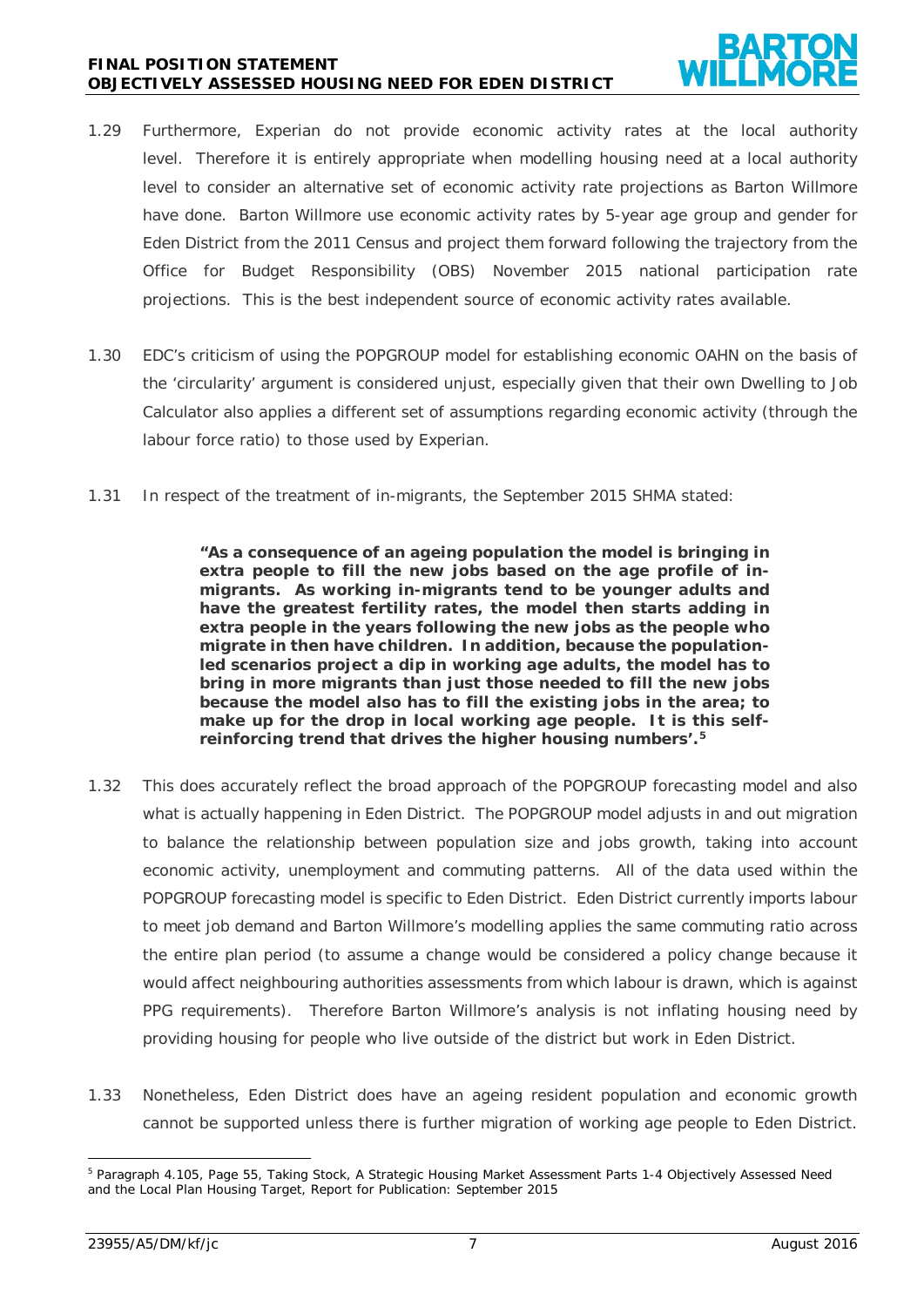1.29 Furthermore, Experian do not provide economic activity rates at the local authority level. Therefore it is entirely appropriate when modelling housing need at a local authority level to consider an alternative set of economic activity rate projections as Barton Willmore have done. Barton Willmore use economic activity rates by 5-year age group and gender for Eden District from the 2011 Census and project them forward following the trajectory from the Office for Budget Responsibility (OBS) November 2015 national participation rate projections. This is the best independent source of economic activity rates available.

1.30 EDC's criticism of using the POPGROUP model for establishing economic OAHN on the basis of the 'circularity' argument is considered unjust, especially given that their own Dwelling to Job Calculator also applies a different set of assumptions regarding economic activity (through the labour force ratio) to those used by Experian.

1.31 In respect of the treatment of in-migrants, the September 2015 SHMA stated:

> **"As a consequence of an ageing population the model is bringing in extra people to fill the new jobs based on the age profile of in-migrants. As working in-migrants tend to be younger adults and have the greatest fertility rates, the model then starts adding in extra people in the years following the new jobs as the people who migrate in then have children. In addition, because the population-led scenarios project a dip in working age adults, the model has to bring in more migrants than just those needed to fill the new jobs because the model also has to fill the existing jobs in the area; to make up for the drop in local working age people. It is this self-reinforcing trend that drives the higher housing numbers'.**[5]

1.32 This does accurately reflect the broad approach of the POPGROUP forecasting model and also what is actually happening in Eden District. The POPGROUP model adjusts in and out migration to balance the relationship between population size and jobs growth, taking into account economic activity, unemployment and commuting patterns. All of the data used within the POPGROUP forecasting model is specific to Eden District. Eden District currently imports labour to meet job demand and Barton Willmore's modelling applies the same commuting ratio across the entire plan period (to assume a change would be considered a policy change because it would affect neighbouring authorities assessments from which labour is drawn, which is against PPG requirements). Therefore Barton Willmore's analysis is not inflating housing need by providing housing for people who live outside of the district but work in Eden District.

1.33 Nonetheless, Eden District does have an ageing resident population and economic growth cannot be supported unless there is further migration of working age people to Eden District.

[5] Paragraph 4.105, Page 55, Taking Stock, A Strategic Housing Market Assessment Parts 1-4 Objectively Assessed Need and the Local Plan Housing Target, Report for Publication: September 2015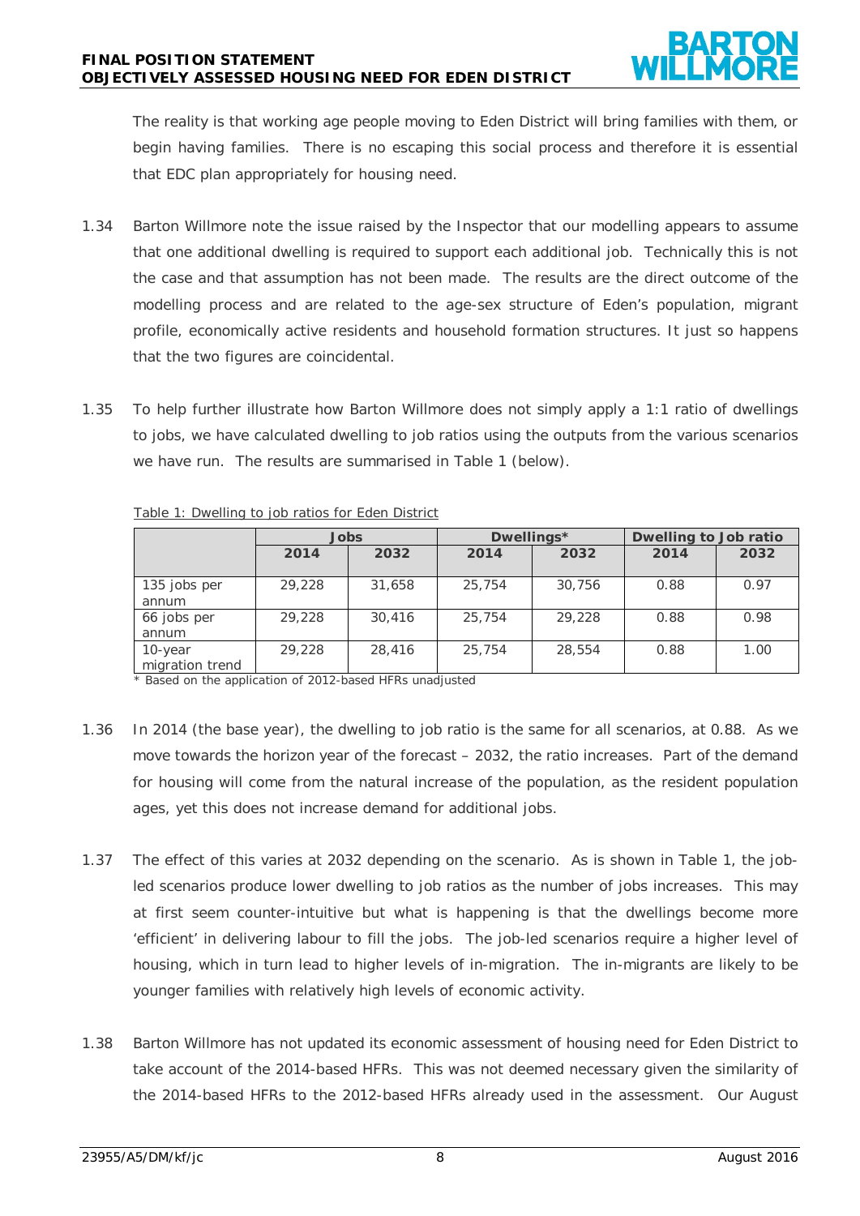The reality is that working age people moving to Eden District will bring families with them, or begin having families. There is no escaping this social process and therefore it is essential that EDC plan appropriately for housing need.

1.34 Barton Willmore note the issue raised by the Inspector that our modelling appears to assume that one additional dwelling is required to support each additional job. Technically this is not the case and that assumption has not been made. The results are the direct outcome of the modelling process and are related to the age-sex structure of Eden's population, migrant profile, economically active residents and household formation structures. It just so happens that the two figures are coincidental.

1.35 To help further illustrate how Barton Willmore does not simply apply a 1:1 ratio of dwellings to jobs, we have calculated dwelling to job ratios using the outputs from the various scenarios we have run. The results are summarised in Table 1 (below).

Table 1: Dwelling to job ratios for Eden District

| | Jobs | | Dwellings* | | Dwelling to Job ratio | |
|---|---|---|---|---|---|---|
| | 2014 | 2032 | 2014 | 2032 | 2014 | 2032 |
| 135 jobs per annum | 29,228 | 31,658 | 25,754 | 30,756 | 0.88 | 0.97 |
| 66 jobs per annum | 29,228 | 30,416 | 25,754 | 29,228 | 0.88 | 0.98 |
| 10-year migration trend | 29,228 | 28,416 | 25,754 | 28,554 | 0.88 | 1.00 |

\* Based on the application of 2012-based HFRs unadjusted

1.36 In 2014 (the base year), the dwelling to job ratio is the same for all scenarios, at 0.88. As we move towards the horizon year of the forecast – 2032, the ratio increases. Part of the demand for housing will come from the natural increase of the population, as the resident population ages, yet this does not increase demand for additional jobs.

1.37 The effect of this varies at 2032 depending on the scenario. As is shown in Table 1, the job-led scenarios produce lower dwelling to job ratios as the number of jobs increases. This may at first seem counter-intuitive but what is happening is that the dwellings become more 'efficient' in delivering labour to fill the jobs. The job-led scenarios require a higher level of housing, which in turn lead to higher levels of in-migration. The in-migrants are likely to be younger families with relatively high levels of economic activity.

1.38 Barton Willmore has not updated its economic assessment of housing need for Eden District to take account of the 2014-based HFRs. This was not deemed necessary given the similarity of the 2014-based HFRs to the 2012-based HFRs already used in the assessment. Our August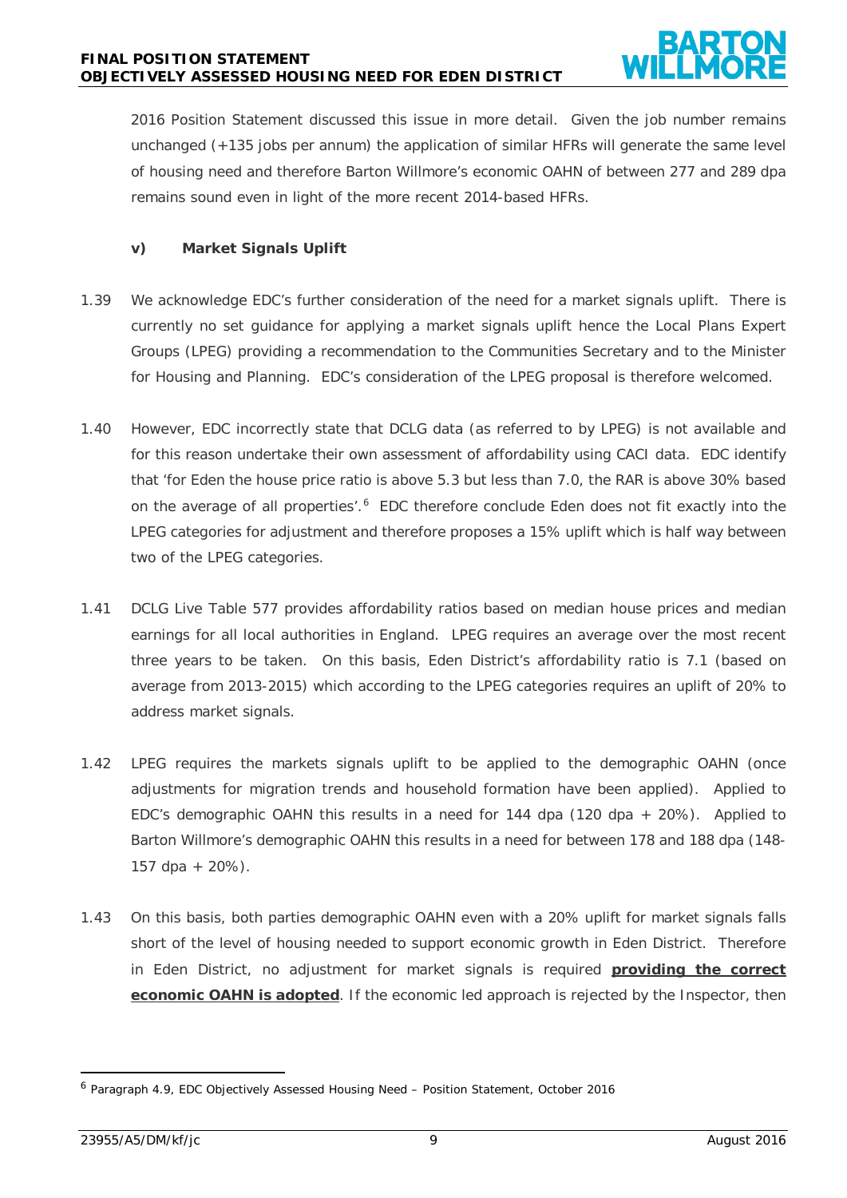2016 Position Statement discussed this issue in more detail. Given the job number remains unchanged (+135 jobs per annum) the application of similar HFRs will generate the same level of housing need and therefore Barton Willmore's economic OAHN of between 277 and 289 dpa remains sound even in light of the more recent 2014-based HFRs.

**v) Market Signals Uplift**

1.39 We acknowledge EDC's further consideration of the need for a market signals uplift. There is currently no set guidance for applying a market signals uplift hence the Local Plans Expert Groups (LPEG) providing a recommendation to the Communities Secretary and to the Minister for Housing and Planning. EDC's consideration of the LPEG proposal is therefore welcomed.

1.40 However, EDC incorrectly state that DCLG data (as referred to by LPEG) is not available and for this reason undertake their own assessment of affordability using CACI data. EDC identify that 'for Eden the house price ratio is above 5.3 but less than 7.0, the RAR is above 30% based on the average of all properties'.[6] EDC therefore conclude Eden does not fit exactly into the LPEG categories for adjustment and therefore proposes a 15% uplift which is half way between two of the LPEG categories.

1.41 DCLG Live Table 577 provides affordability ratios based on median house prices and median earnings for all local authorities in England. LPEG requires an average over the most recent three years to be taken. On this basis, Eden District's affordability ratio is 7.1 (based on average from 2013-2015) which according to the LPEG categories requires an uplift of 20% to address market signals.

1.42 LPEG requires the markets signals uplift to be applied to the demographic OAHN (once adjustments for migration trends and household formation have been applied). Applied to EDC's demographic OAHN this results in a need for 144 dpa (120 dpa + 20%). Applied to Barton Willmore's demographic OAHN this results in a need for between 178 and 188 dpa (148-157 dpa + 20%).

1.43 On this basis, both parties demographic OAHN even with a 20% uplift for market signals falls short of the level of housing needed to support economic growth in Eden District. Therefore in Eden District, no adjustment for market signals is required **providing the correct economic OAHN is adopted**. If the economic led approach is rejected by the Inspector, then

---

[6] Paragraph 4.9, EDC Objectively Assessed Housing Need – Position Statement, October 2016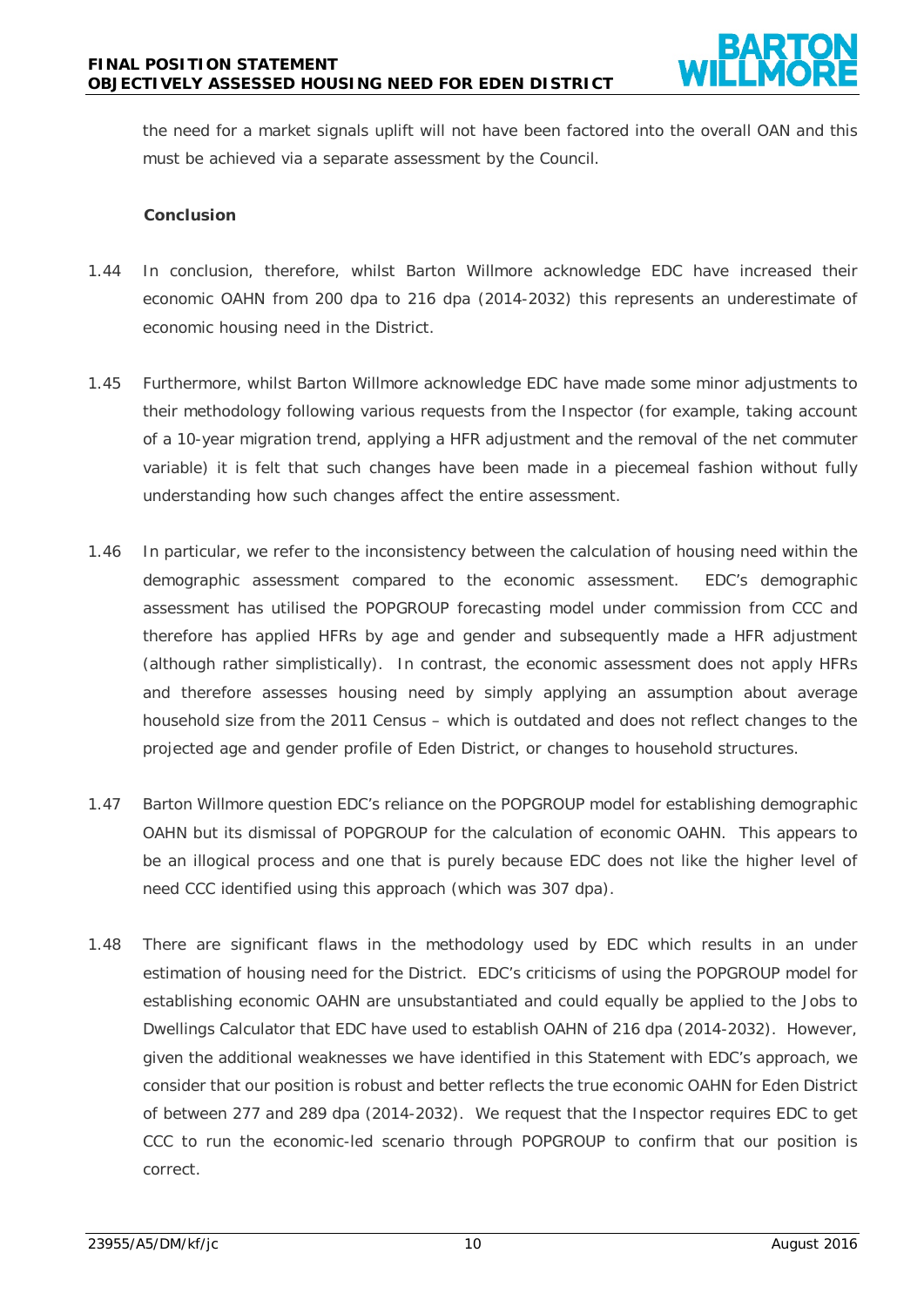the need for a market signals uplift will not have been factored into the overall OAN and this must be achieved via a separate assessment by the Council.

**Conclusion**

1.44 In conclusion, therefore, whilst Barton Willmore acknowledge EDC have increased their economic OAHN from 200 dpa to 216 dpa (2014-2032) this represents an underestimate of economic housing need in the District.

1.45 Furthermore, whilst Barton Willmore acknowledge EDC have made some minor adjustments to their methodology following various requests from the Inspector (for example, taking account of a 10-year migration trend, applying a HFR adjustment and the removal of the net commuter variable) it is felt that such changes have been made in a piecemeal fashion without fully understanding how such changes affect the entire assessment.

1.46 In particular, we refer to the inconsistency between the calculation of housing need within the demographic assessment compared to the economic assessment. EDC's demographic assessment has utilised the POPGROUP forecasting model under commission from CCC and therefore has applied HFRs by age and gender and subsequently made a HFR adjustment (although rather simplistically). In contrast, the economic assessment does not apply HFRs and therefore assesses housing need by simply applying an assumption about average household size from the 2011 Census – which is outdated and does not reflect changes to the projected age and gender profile of Eden District, or changes to household structures.

1.47 Barton Willmore question EDC's reliance on the POPGROUP model for establishing demographic OAHN but its dismissal of POPGROUP for the calculation of economic OAHN. This appears to be an illogical process and one that is purely because EDC does not like the higher level of need CCC identified using this approach (which was 307 dpa).

1.48 There are significant flaws in the methodology used by EDC which results in an under estimation of housing need for the District. EDC's criticisms of using the POPGROUP model for establishing economic OAHN are unsubstantiated and could equally be applied to the Jobs to Dwellings Calculator that EDC have used to establish OAHN of 216 dpa (2014-2032). However, given the additional weaknesses we have identified in this Statement with EDC's approach, we consider that our position is robust and better reflects the true economic OAHN for Eden District of between 277 and 289 dpa (2014-2032). We request that the Inspector requires EDC to get CCC to run the economic-led scenario through POPGROUP to confirm that our position is correct.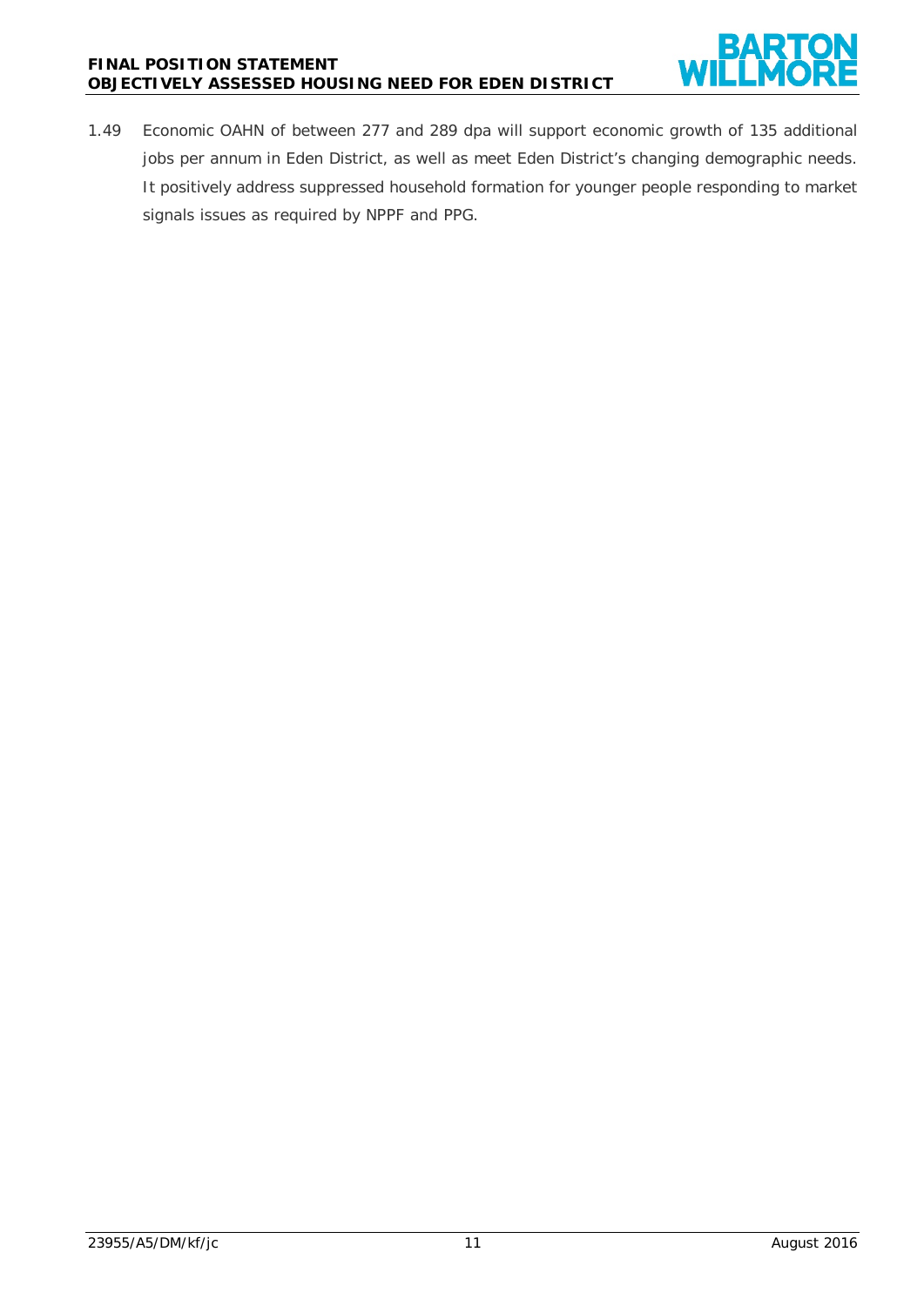1.49 Economic OAHN of between 277 and 289 dpa will support economic growth of 135 additional jobs per annum in Eden District, as well as meet Eden District's changing demographic needs. It positively address suppressed household formation for younger people responding to market signals issues as required by NPPF and PPG.